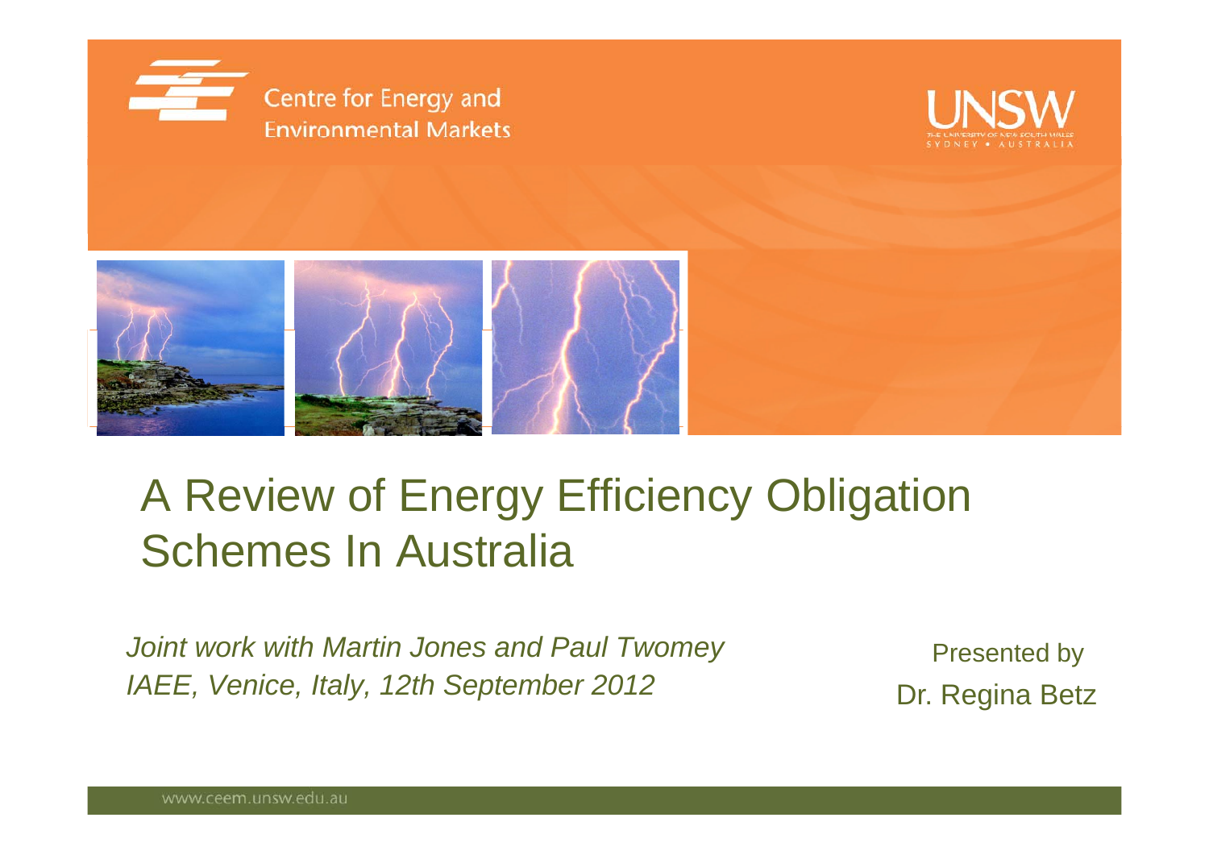Centre for Energy and Environmental Markets

UNSW
THE UNIVERSITY OF NEW SOUTH WALES
SYDNEY • AUSTRALIA

# A Review of Energy Efficiency Obligation Schemes In Australia

*Joint work with Martin Jones and Paul Twomey*
*IAEE, Venice, Italy, 12th September 2012*

Presented by
Dr. Regina Betz

www.ceem.unsw.edu.au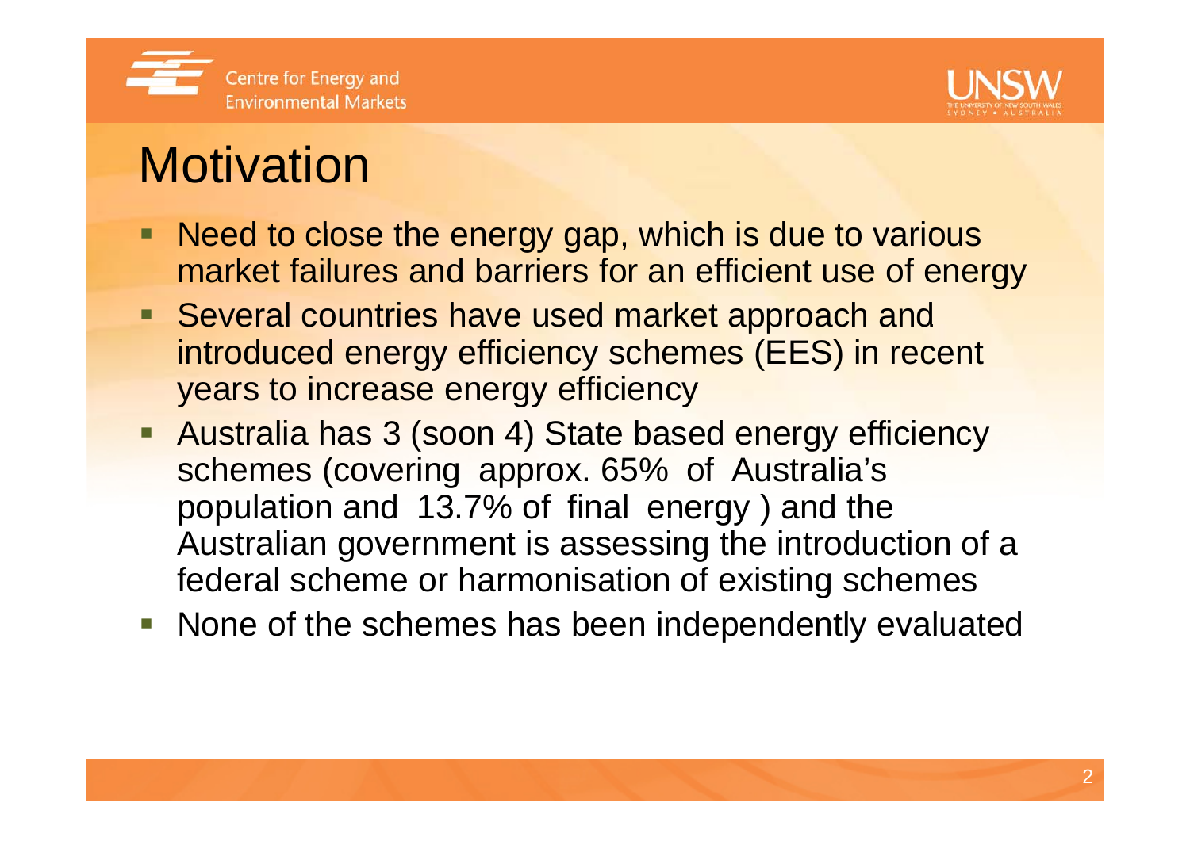# Motivation

- Need to close the energy gap, which is due to various market failures and barriers for an efficient use of energy
- Several countries have used market approach and introduced energy efficiency schemes (EES) in recent years to increase energy efficiency
- Australia has 3 (soon 4) State based energy efficiency schemes (covering approx. 65% of Australia's population and 13.7% of final energy ) and the Australian government is assessing the introduction of a federal scheme or harmonisation of existing schemes
- None of the schemes has been independently evaluated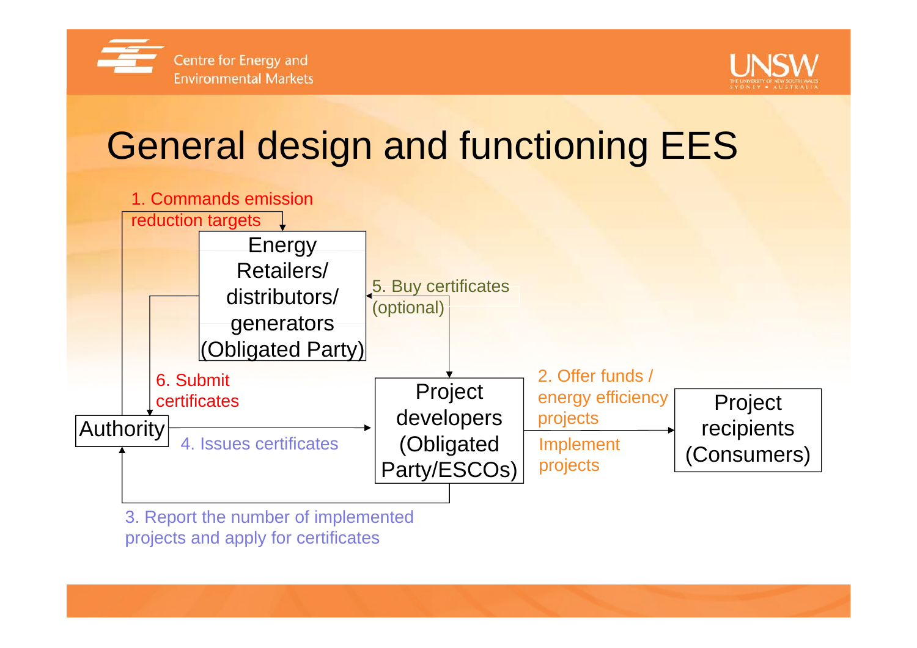# General design and functioning EES

Energy Retailers/ distributors/ generators (Obligated Party)

Authority

Project developers (Obligated Party/ESCOs)

Project recipients (Consumers)

1. Commands emission reduction targets

2. Offer funds / energy efficiency projects

Implement projects

3. Report the number of implemented projects and apply for certificates

4. Issues certificates

5. Buy certificates (optional)

6. Submit certificates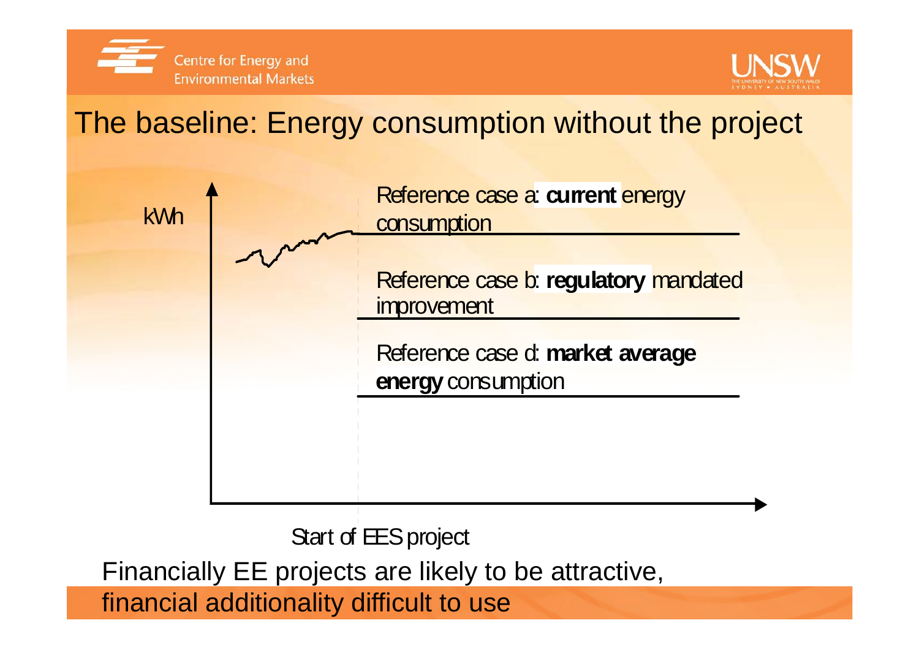# The baseline: Energy consumption without the project

kWh

Reference case a: **current** energy consumption

Reference case b: **regulatory** mandated improvement

Reference case d: **market average energy** consumption

Start of EES project

Financially EE projects are likely to be attractive, financial additionality difficult to use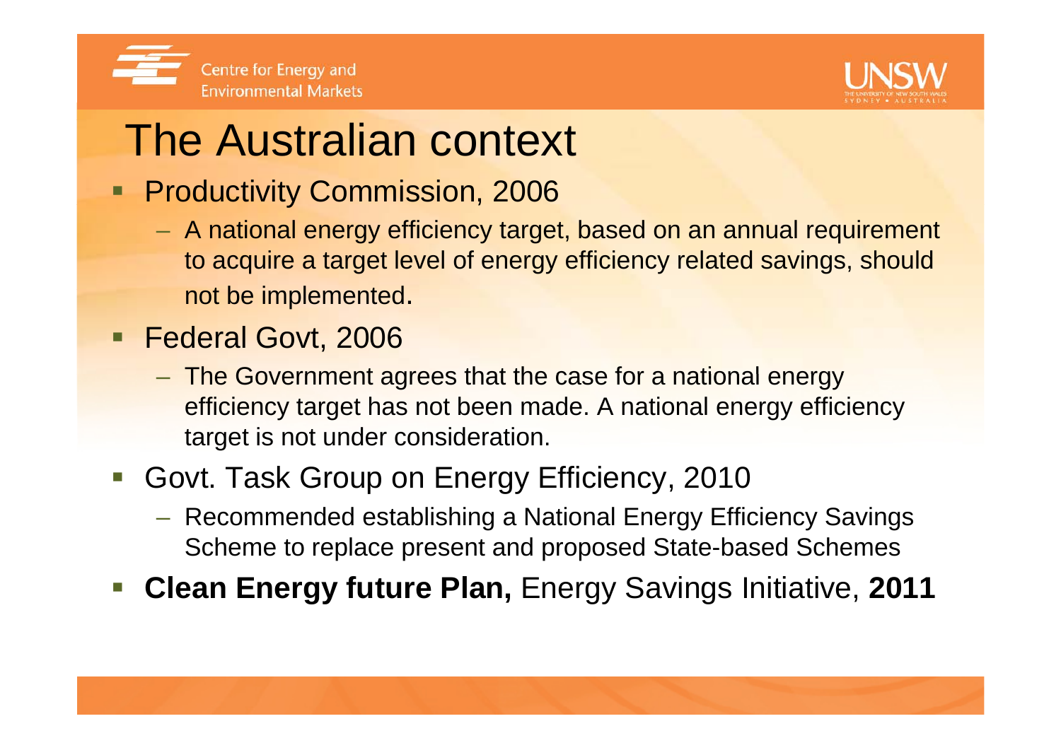# The Australian context

- Productivity Commission, 2006
  - A national energy efficiency target, based on an annual requirement to acquire a target level of energy efficiency related savings, should not be implemented.
- Federal Govt, 2006
  - The Government agrees that the case for a national energy efficiency target has not been made. A national energy efficiency target is not under consideration.
- Govt. Task Group on Energy Efficiency, 2010
  - Recommended establishing a National Energy Efficiency Savings Scheme to replace present and proposed State-based Schemes
- **Clean Energy future Plan,** Energy Savings Initiative, **2011**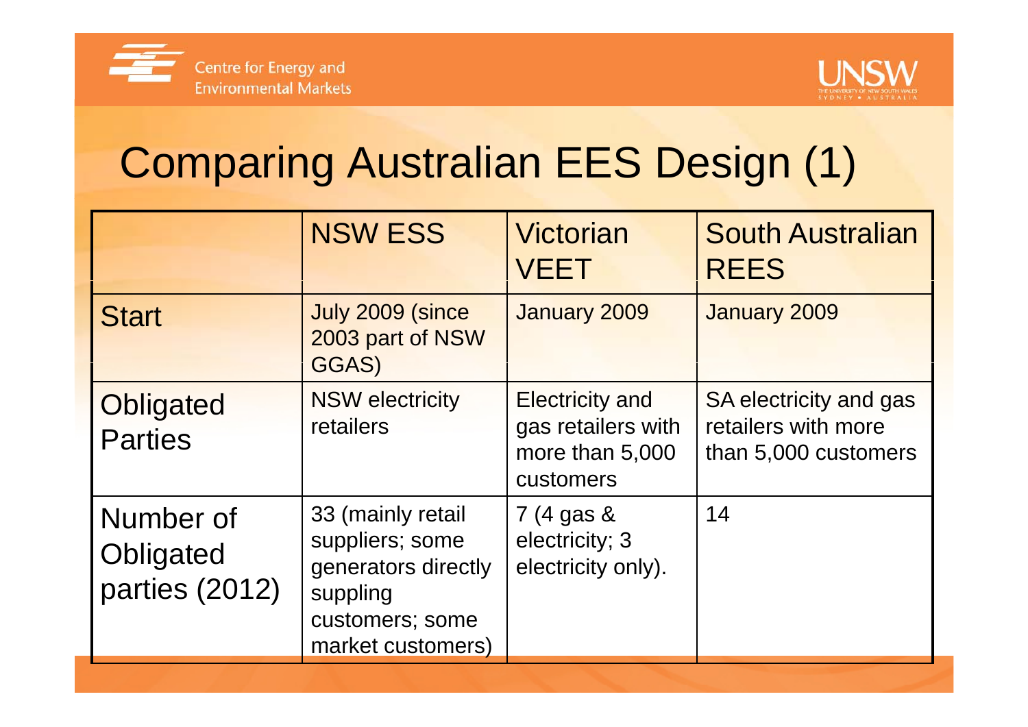# Comparing Australian EES Design (1)

| | NSW ESS | Victorian VEET | South Australian REES |
|---|---|---|---|
| Start | July 2009 (since 2003 part of NSW GGAS) | January 2009 | January 2009 |
| Obligated Parties | NSW electricity retailers | Electricity and gas retailers with more than 5,000 customers | SA electricity and gas retailers with more than 5,000 customers |
| Number of Obligated parties (2012) | 33 (mainly retail suppliers; some generators directly suppling customers; some market customers) | 7 (4 gas & electricity; 3 electricity only). | 14 |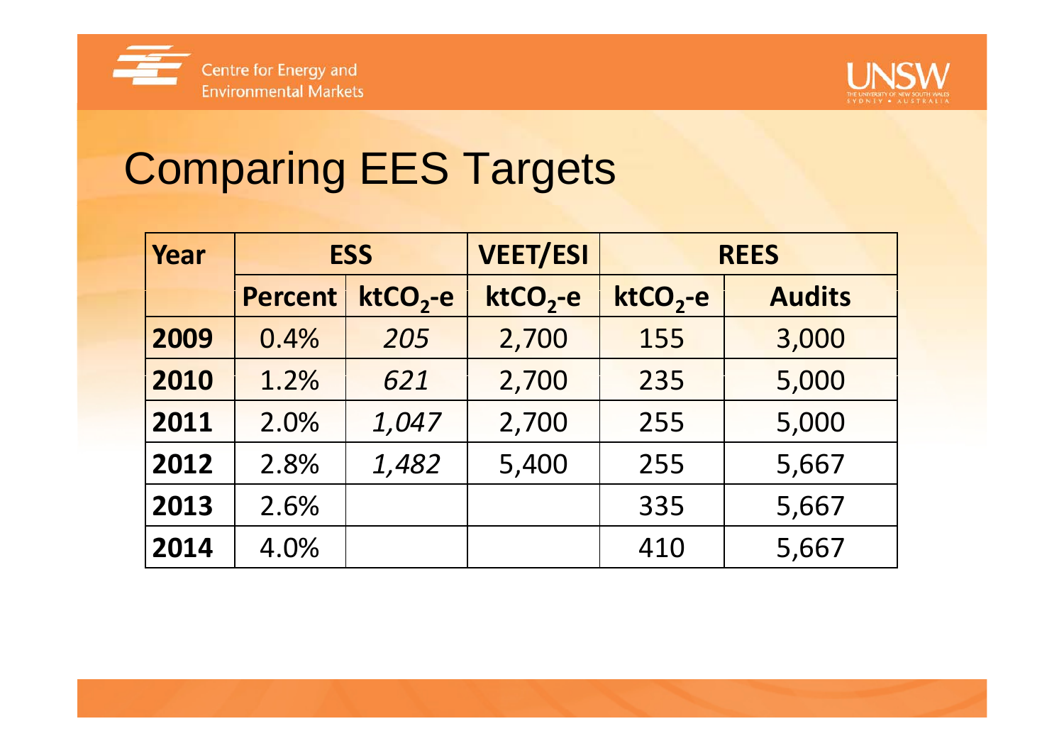# Comparing EES Targets

| Year | ESS | | VEET/ESI | REES | |
|---|---|---|---|---|---|
| | **Percent** | **$ktCO_2$-e** | **$ktCO_2$-e** | **$ktCO_2$-e** | **Audits** |
| **2009** | 0.4% | *205* | 2,700 | 155 | 3,000 |
| **2010** | 1.2% | *621* | 2,700 | 235 | 5,000 |
| **2011** | 2.0% | *1,047* | 2,700 | 255 | 5,000 |
| **2012** | 2.8% | *1,482* | 5,400 | 255 | 5,667 |
| **2013** | 2.6% | | | 335 | 5,667 |
| **2014** | 4.0% | | | 410 | 5,667 |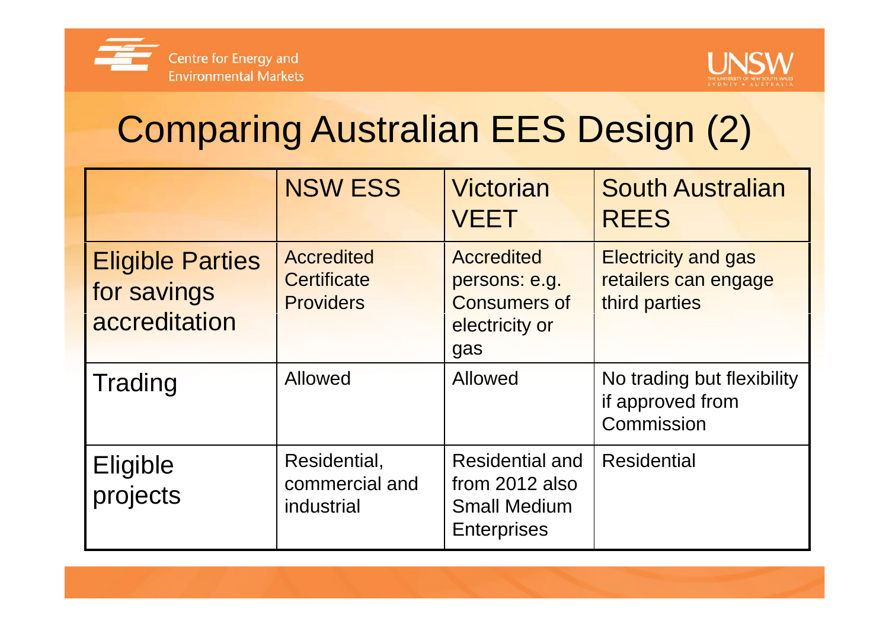# Comparing Australian EES Design (2)

| | NSW ESS | Victorian VEET | South Australian REES |
|---|---|---|---|
| Eligible Parties for savings accreditation | Accredited Certificate Providers | Accredited persons: e.g. Consumers of electricity or gas | Electricity and gas retailers can engage third parties |
| Trading | Allowed | Allowed | No trading but flexibility if approved from Commission |
| Eligible projects | Residential, commercial and industrial | Residential and from 2012 also Small Medium Enterprises | Residential |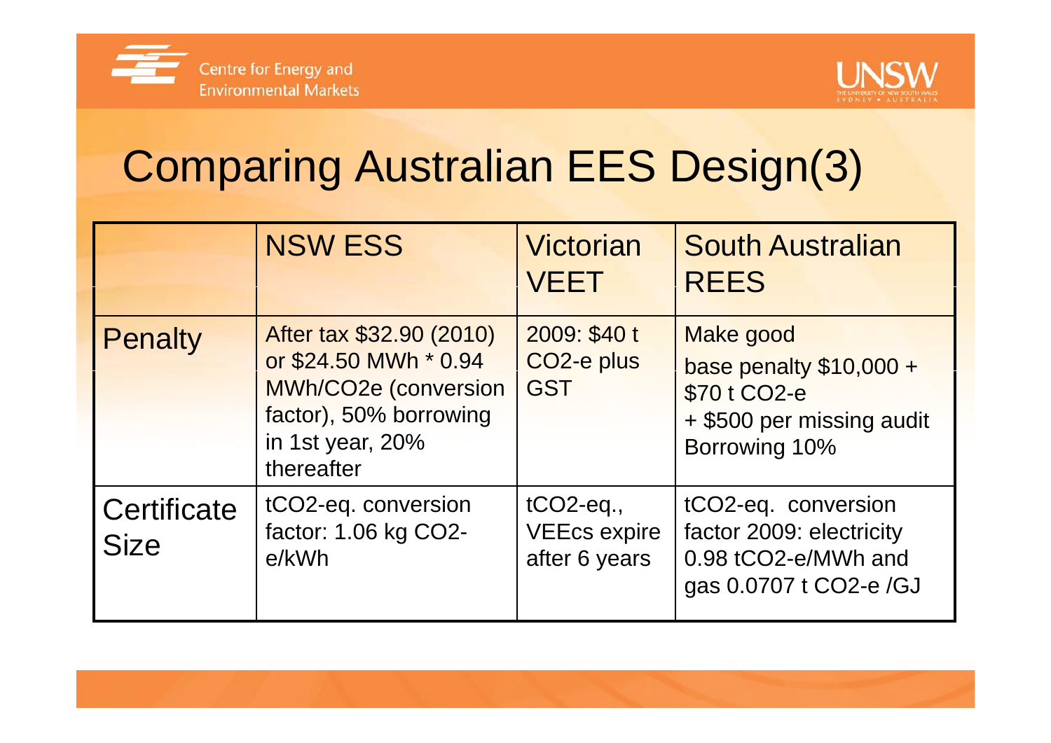# Comparing Australian EES Design(3)

| | NSW ESS | Victorian VEET | South Australian REES |
|---|---|---|---|
| Penalty | After tax $32.90 (2010) or $24.50 MWh * 0.94 MWh/$CO_2$e (conversion factor), 50% borrowing in 1st year, 20% thereafter | 2009: $40 t $CO_2$-e plus GST | Make good base penalty $10,000 + $70 t $CO_2$-e + $500 per missing audit Borrowing 10% |
| Certificate Size | t$CO_2$-eq. conversion factor: 1.06 kg $CO_2$-e/kWh | t$CO_2$-eq., VEECs expire after 6 years | t$CO_2$-eq. conversion factor 2009: electricity 0.98 t$CO_2$-e/MWh and gas 0.0707 t $CO_2$-e /GJ |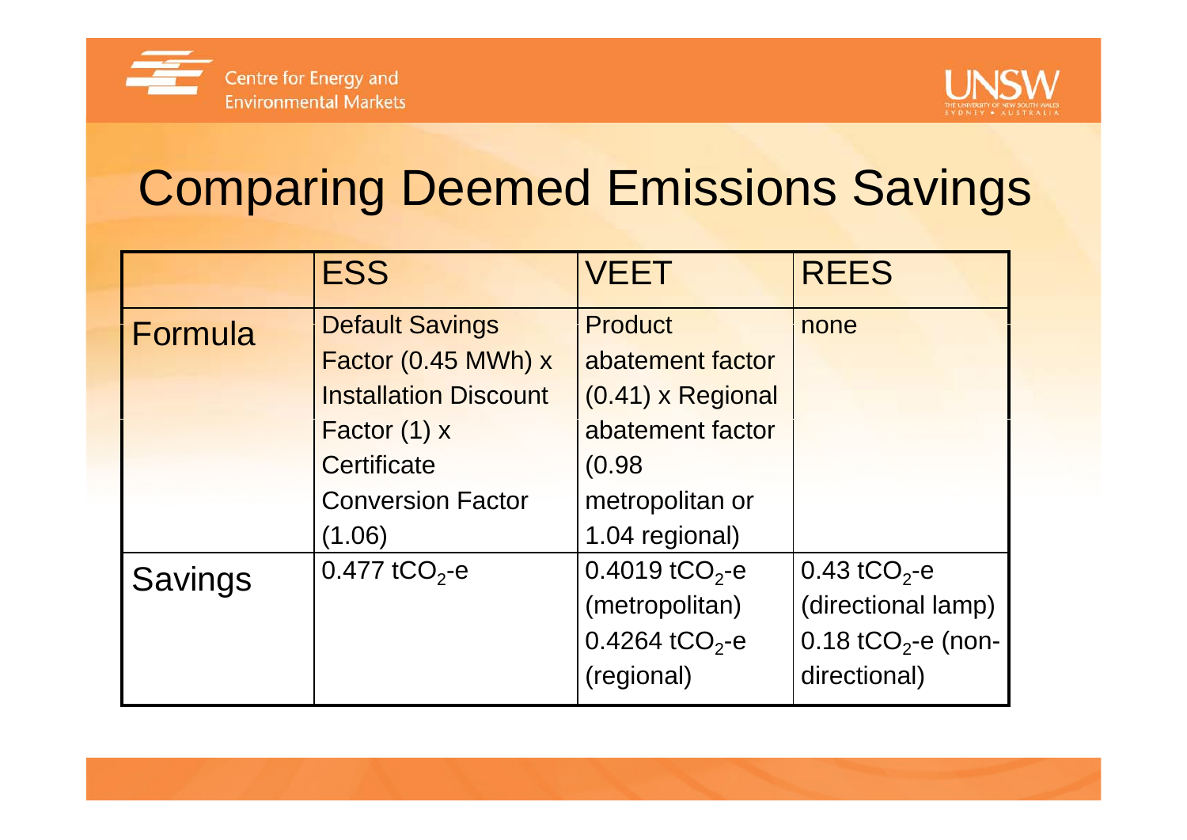# Comparing Deemed Emissions Savings

| | ESS | VEET | REES |
|---|---|---|---|
| Formula | Default Savings Factor (0.45 MWh) x Installation Discount Factor (1) x Certificate Conversion Factor (1.06) | Product abatement factor (0.41) x Regional abatement factor (0.98 metropolitan or 1.04 regional) | none |
| Savings | 0.477 $tCO_2$-e | 0.4019 $tCO_2$-e (metropolitan) 0.4264 $tCO_2$-e (regional) | 0.43 $tCO_2$-e (directional lamp) 0.18 $tCO_2$-e (non-directional) |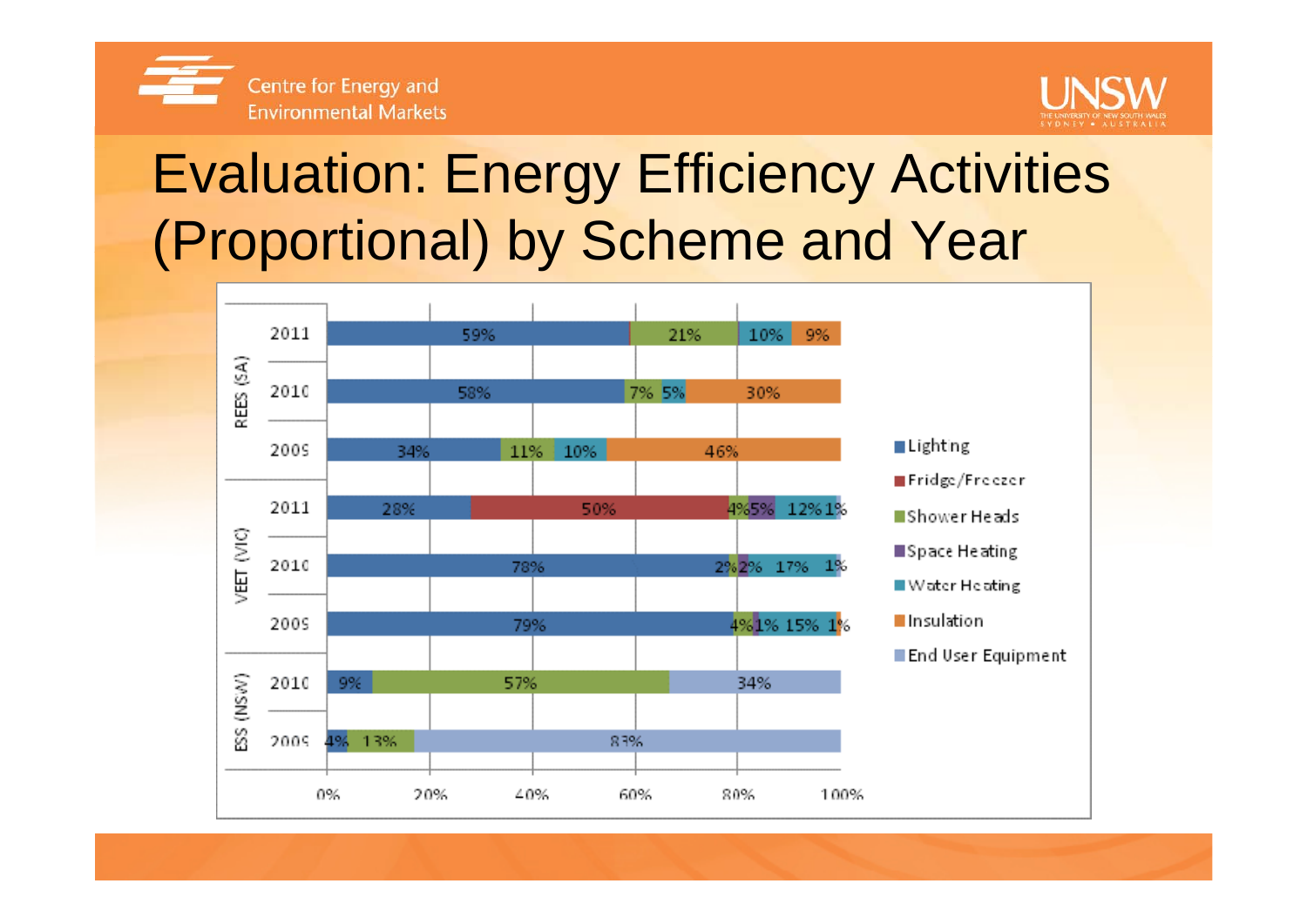# Evaluation: Energy Efficiency Activities (Proportional) by Scheme and Year

| Scheme | Year | Lighting | Fridge/Freezer | Shower Heads | Space Heating | Water Heating | Insulation | End User Equipment |
|---|---|---|---|---|---|---|---|---|
| REES (SA) | 2011 | 59% | | 21% | | 10% | 9% | |
| REES (SA) | 2010 | 58% | | 7% | | 5% | 30% | |
| REES (SA) | 2009 | 34% | | 11% | | 10% | 46% | |
| VEET (VIC) | 2011 | 28% | 50% | 4% | 5% | 12% | 1% | |
| VEET (VIC) | 2010 | 78% | | 2% | 2% | 17% | 1% | |
| VEET (VIC) | 2009 | 79% | | 4% | 1% | 15% | 1% | |
| ESS (NSW) | 2010 | 9% | | 57% | | | | 34% |
| ESS (NSW) | 2009 | 4% | | 13% | | | | 83% |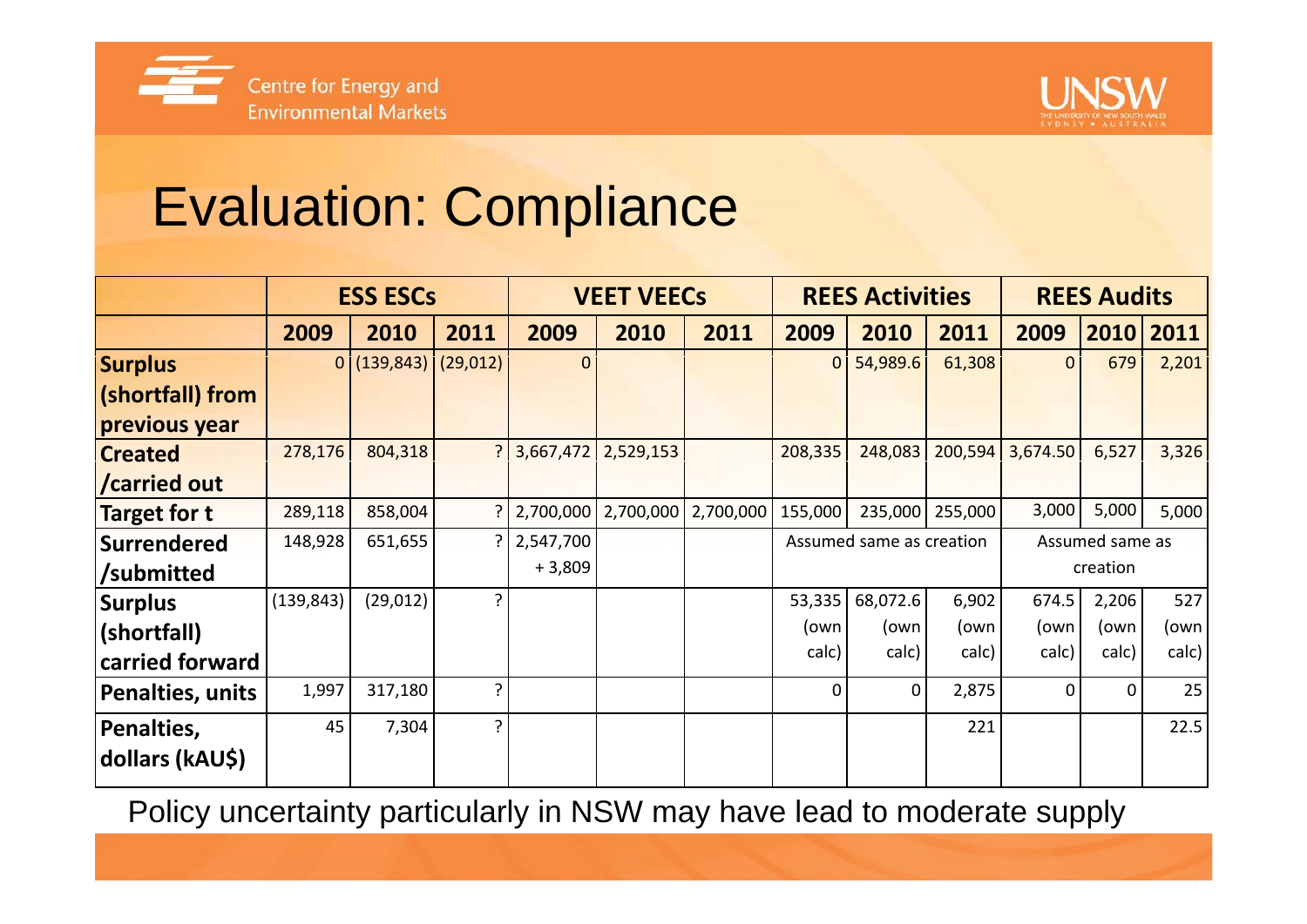# Evaluation: Compliance

| | ESS ESCs | | | VEET VEECs | | | REES Activities | | | REES Audits | | |
|---|---|---|---|---|---|---|---|---|---|---|---|---|
| | 2009 | 2010 | 2011 | 2009 | 2010 | 2011 | 2009 | 2010 | 2011 | 2009 | 2010 | 2011 |
| **Surplus (shortfall) from previous year** | 0 | (139,843) | (29,012) | 0 | | | 0 | 54,989.6 | 61,308 | 0 | 679 | 2,201 |
| **Created /carried out** | 278,176 | 804,318 | ? | 3,667,472 | 2,529,153 | | 208,335 | 248,083 | 200,594 | 3,674.50 | 6,527 | 3,326 |
| **Target for t** | 289,118 | 858,004 | ? | 2,700,000 | 2,700,000 | 2,700,000 | 155,000 | 235,000 | 255,000 | 3,000 | 5,000 | 5,000 |
| **Surrendered /submitted** | 148,928 | 651,655 | ? | 2,547,700 + 3,809 | | | Assumed same as creation | | | Assumed same as creation | | |
| **Surplus (shortfall) carried forward** | (139,843) | (29,012) | ? | | | | 53,335 (own calc) | 68,072.6 (own calc) | 6,902 (own calc) | 674.5 (own calc) | 2,206 (own calc) | 527 (own calc) |
| **Penalties, units** | 1,997 | 317,180 | ? | | | | 0 | 0 | 2,875 | 0 | 0 | 25 |
| **Penalties, dollars (kAU$)** | 45 | 7,304 | ? | | | | | | 221 | | | 22.5 |

Policy uncertainty particularly in NSW may have lead to moderate supply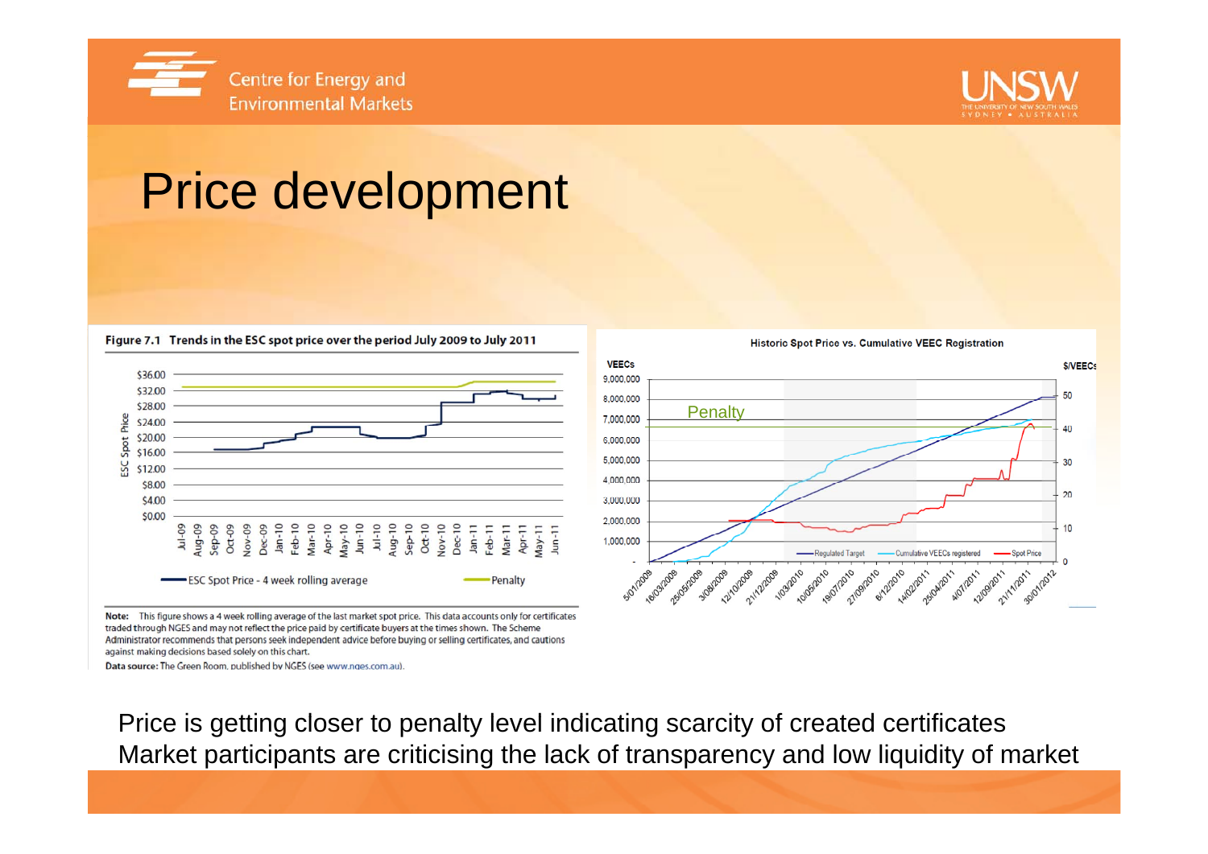# Price development

**Figure 7.1 Trends in the ESC spot price over the period July 2009 to July 2011**

Note: This figure shows a 4 week rolling average of the last market spot price. This data accounts only for certificates traded through NGES and may not reflect the price paid by certificate buyers at the times shown. The Scheme Administrator recommends that persons seek independent advice before buying or selling certificates, and cautions against making decisions based solely on this chart.

Data source: The Green Room, published by NGES (see www.nges.com.au).

**Historic Spot Price vs. Cumulative VEEC Registration**

Price is getting closer to penalty level indicating scarcity of created certificates

Market participants are criticising the lack of transparency and low liquidity of market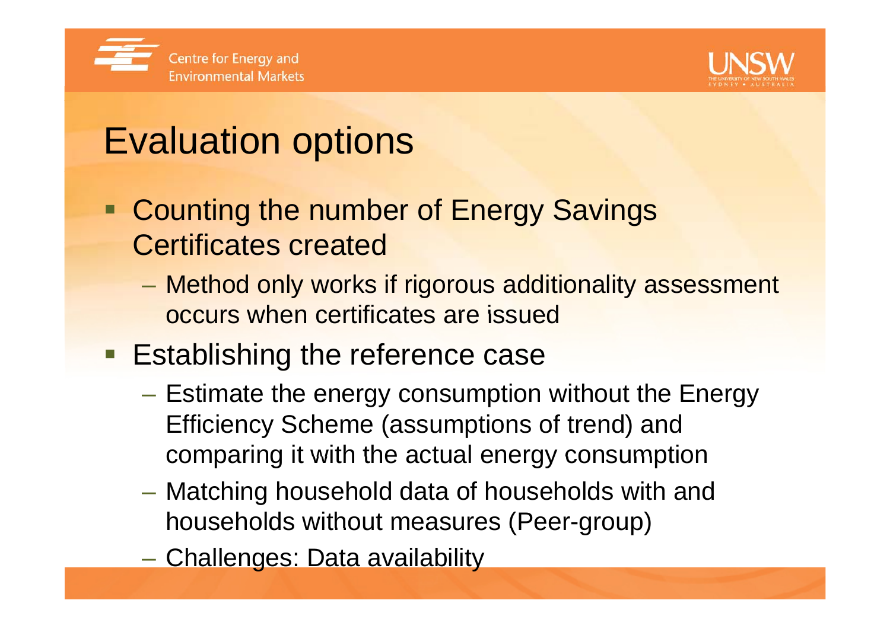# Evaluation options

- Counting the number of Energy Savings Certificates created
  - Method only works if rigorous additionality assessment occurs when certificates are issued
- Establishing the reference case
  - Estimate the energy consumption without the Energy Efficiency Scheme (assumptions of trend) and comparing it with the actual energy consumption
  - Matching household data of households with and households without measures (Peer-group)
  - Challenges: Data availability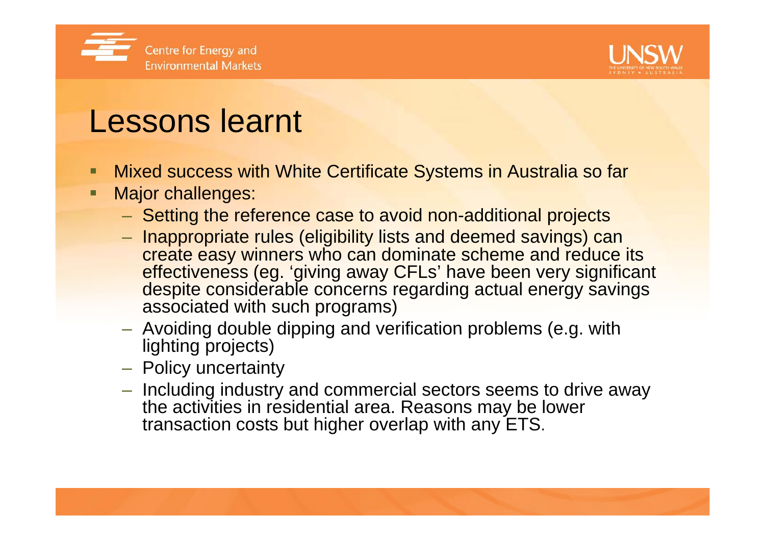# Lessons learnt

- Mixed success with White Certificate Systems in Australia so far
- Major challenges:
  - Setting the reference case to avoid non-additional projects
  - Inappropriate rules (eligibility lists and deemed savings) can create easy winners who can dominate scheme and reduce its effectiveness (eg. 'giving away CFLs' have been very significant despite considerable concerns regarding actual energy savings associated with such programs)
  - Avoiding double dipping and verification problems (e.g. with lighting projects)
  - Policy uncertainty
  - Including industry and commercial sectors seems to drive away the activities in residential area. Reasons may be lower transaction costs but higher overlap with any ETS.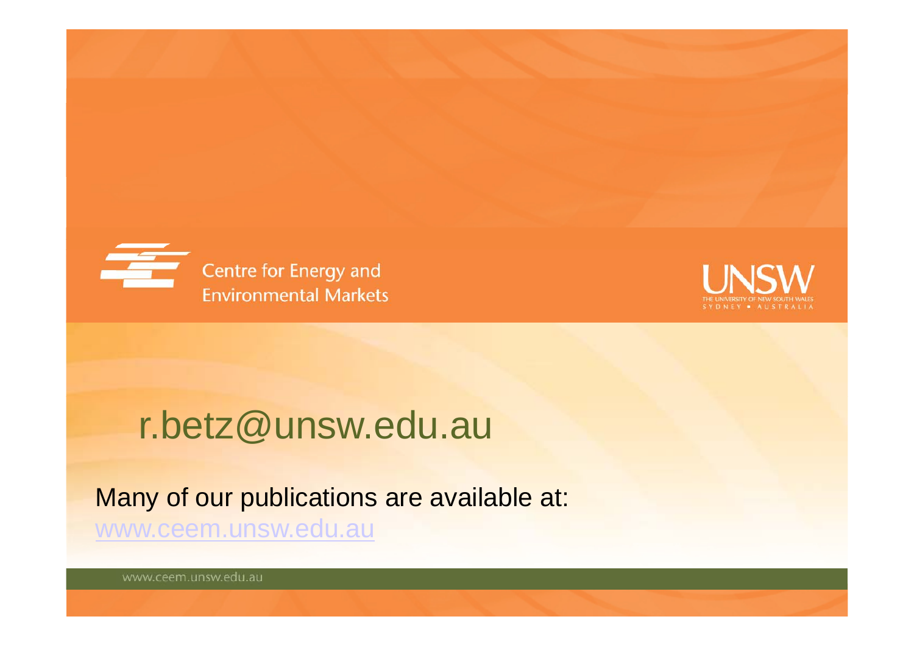Centre for Energy and Environmental Markets

UNSW
THE UNIVERSITY OF NEW SOUTH WALES
SYDNEY • AUSTRALIA

r.betz@unsw.edu.au

Many of our publications are available at:
www.ceem.unsw.edu.au

www.ceem.unsw.edu.au